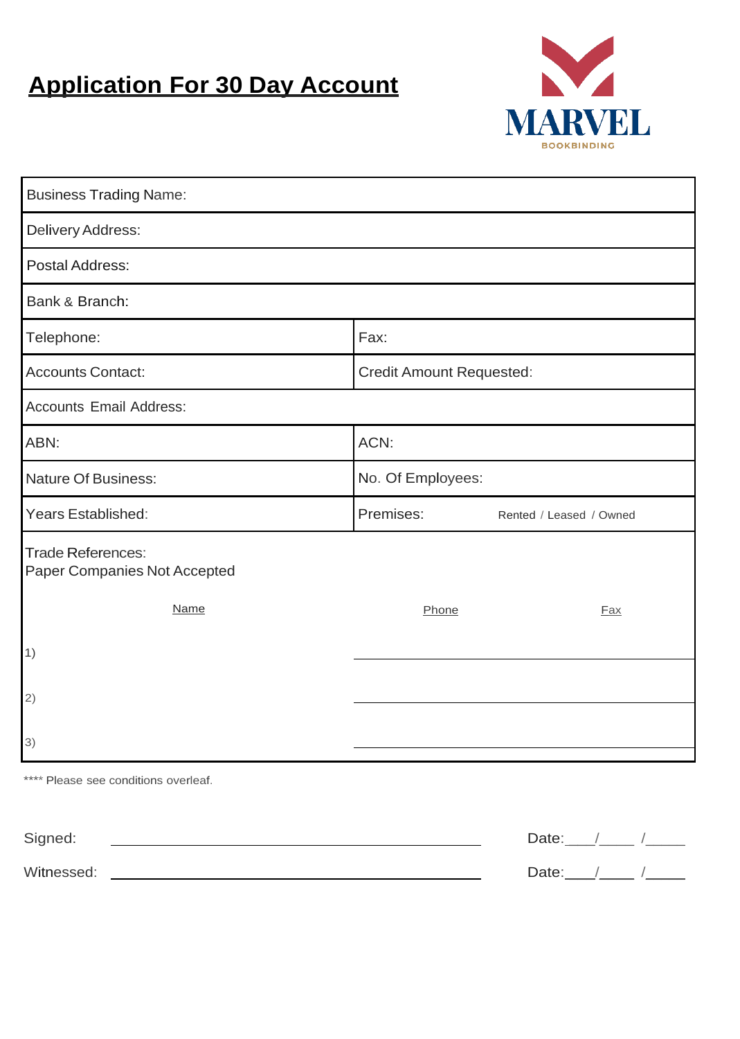# Application For 30 Day Account

MARVEL
BOOKBINDING

| | |
|---|---|
| Business Trading Name: | |
| Delivery Address: | |
| Postal Address: | |
| Bank & Branch: | |
| Telephone: | Fax: |
| Accounts Contact: | Credit Amount Requested: |
| Accounts Email Address: | |
| ABN: | ACN: |
| Nature Of Business: | No. Of Employees: |
| Years Established: | Premises: Rented / Leased / Owned |

Trade References:
Paper Companies Not Accepted

| | Name | Phone | Fax |
|---|---|---|---|
| 1) | | | |
| 2) | | | |
| 3) | | | |

**** Please see conditions overleaf.

Signed: ______________________________ Date:___/____ /_____

Witnessed: ______________________________ Date:___/____ /_____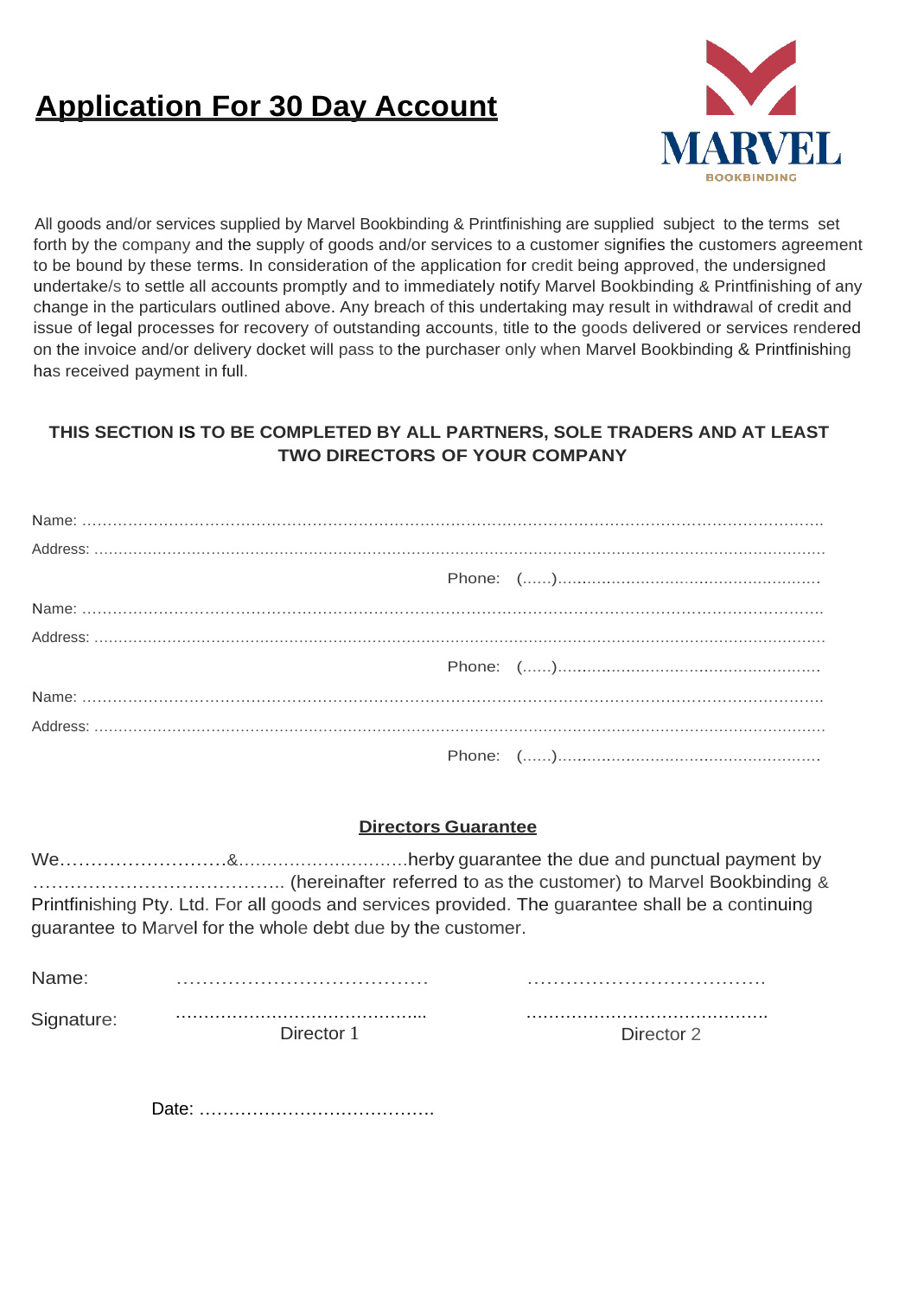# Application For 30 Day Account

MARVEL
BOOKBINDING

All goods and/or services supplied by Marvel Bookbinding & Printfinishing are supplied subject to the terms set forth by the company and the supply of goods and/or services to a customer signifies the customers agreement to be bound by these terms. In consideration of the application for credit being approved, the undersigned undertake/s to settle all accounts promptly and to immediately notify Marvel Bookbinding & Printfinishing of any change in the particulars outlined above. Any breach of this undertaking may result in withdrawal of credit and issue of legal processes for recovery of outstanding accounts, title to the goods delivered or services rendered on the invoice and/or delivery docket will pass to the purchaser only when Marvel Bookbinding & Printfinishing has received payment in full.

**THIS SECTION IS TO BE COMPLETED BY ALL PARTNERS, SOLE TRADERS AND AT LEAST TWO DIRECTORS OF YOUR COMPANY**

Name: .....................................................................................................................................................

Address: .................................................................................................................................................

Phone: (......)......................................................

Name: .....................................................................................................................................................

Address: .................................................................................................................................................

Phone: (......)......................................................

Name: .....................................................................................................................................................

Address: .................................................................................................................................................

Phone: (......)......................................................

## Directors Guarantee

We………………………&..............................herby guarantee the due and punctual payment by …………………………………... (hereinafter referred to as the customer) to Marvel Bookbinding & Printfinishing Pty. Ltd. For all goods and services provided. The guarantee shall be a continuing guarantee to Marvel for the whole debt due by the customer.

| | | |
|---|---|---|
| Name: | ………………………………… | ………………………………… |
| Signature: | ............................................ Director 1 | .......................................... Director 2 |

Date: ………………………………….